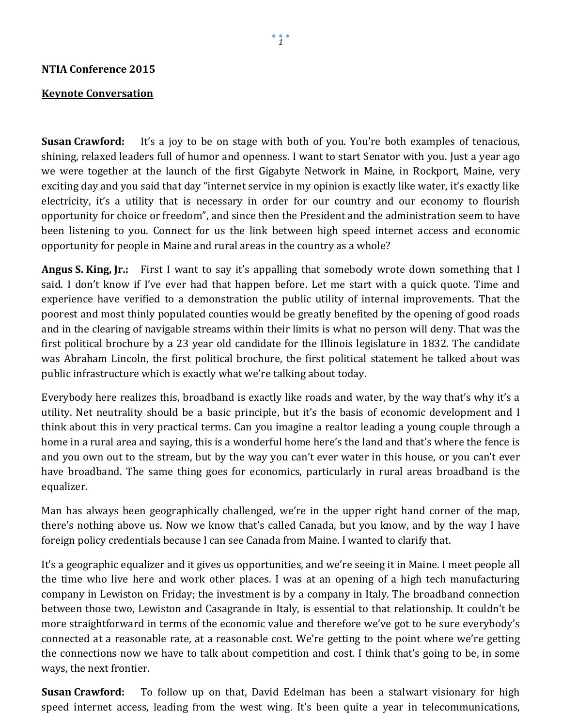**NTIA Conference 2015**

**Keynote Conversation**

**Susan Crawford:** It's a joy to be on stage with both of you. You're both examples of tenacious, shining, relaxed leaders full of humor and openness. I want to start Senator with you. Just a year ago we were together at the launch of the first Gigabyte Network in Maine, in Rockport, Maine, very exciting day and you said that day "internet service in my opinion is exactly like water, it's exactly like electricity, it's a utility that is necessary in order for our country and our economy to flourish opportunity for choice or freedom", and since then the President and the administration seem to have been listening to you. Connect for us the link between high speed internet access and economic opportunity for people in Maine and rural areas in the country as a whole?

**Angus S. King, Jr.:** First I want to say it's appalling that somebody wrote down something that I said. I don't know if I've ever had that happen before. Let me start with a quick quote. Time and experience have verified to a demonstration the public utility of internal improvements. That the poorest and most thinly populated counties would be greatly benefited by the opening of good roads and in the clearing of navigable streams within their limits is what no person will deny. That was the first political brochure by a 23 year old candidate for the Illinois legislature in 1832. The candidate was Abraham Lincoln, the first political brochure, the first political statement he talked about was public infrastructure which is exactly what we're talking about today.

Everybody here realizes this, broadband is exactly like roads and water, by the way that's why it's a utility. Net neutrality should be a basic principle, but it's the basis of economic development and I think about this in very practical terms. Can you imagine a realtor leading a young couple through a home in a rural area and saying, this is a wonderful home here's the land and that's where the fence is and you own out to the stream, but by the way you can't ever water in this house, or you can't ever have broadband. The same thing goes for economics, particularly in rural areas broadband is the equalizer.

Man has always been geographically challenged, we're in the upper right hand corner of the map, there's nothing above us. Now we know that's called Canada, but you know, and by the way I have foreign policy credentials because I can see Canada from Maine. I wanted to clarify that.

It's a geographic equalizer and it gives us opportunities, and we're seeing it in Maine. I meet people all the time who live here and work other places. I was at an opening of a high tech manufacturing company in Lewiston on Friday; the investment is by a company in Italy. The broadband connection between those two, Lewiston and Casagrande in Italy, is essential to that relationship. It couldn't be more straightforward in terms of the economic value and therefore we've got to be sure everybody's connected at a reasonable rate, at a reasonable cost. We're getting to the point where we're getting the connections now we have to talk about competition and cost. I think that's going to be, in some ways, the next frontier.

**Susan Crawford:** To follow up on that, David Edelman has been a stalwart visionary for high speed internet access, leading from the west wing. It's been quite a year in telecommunications,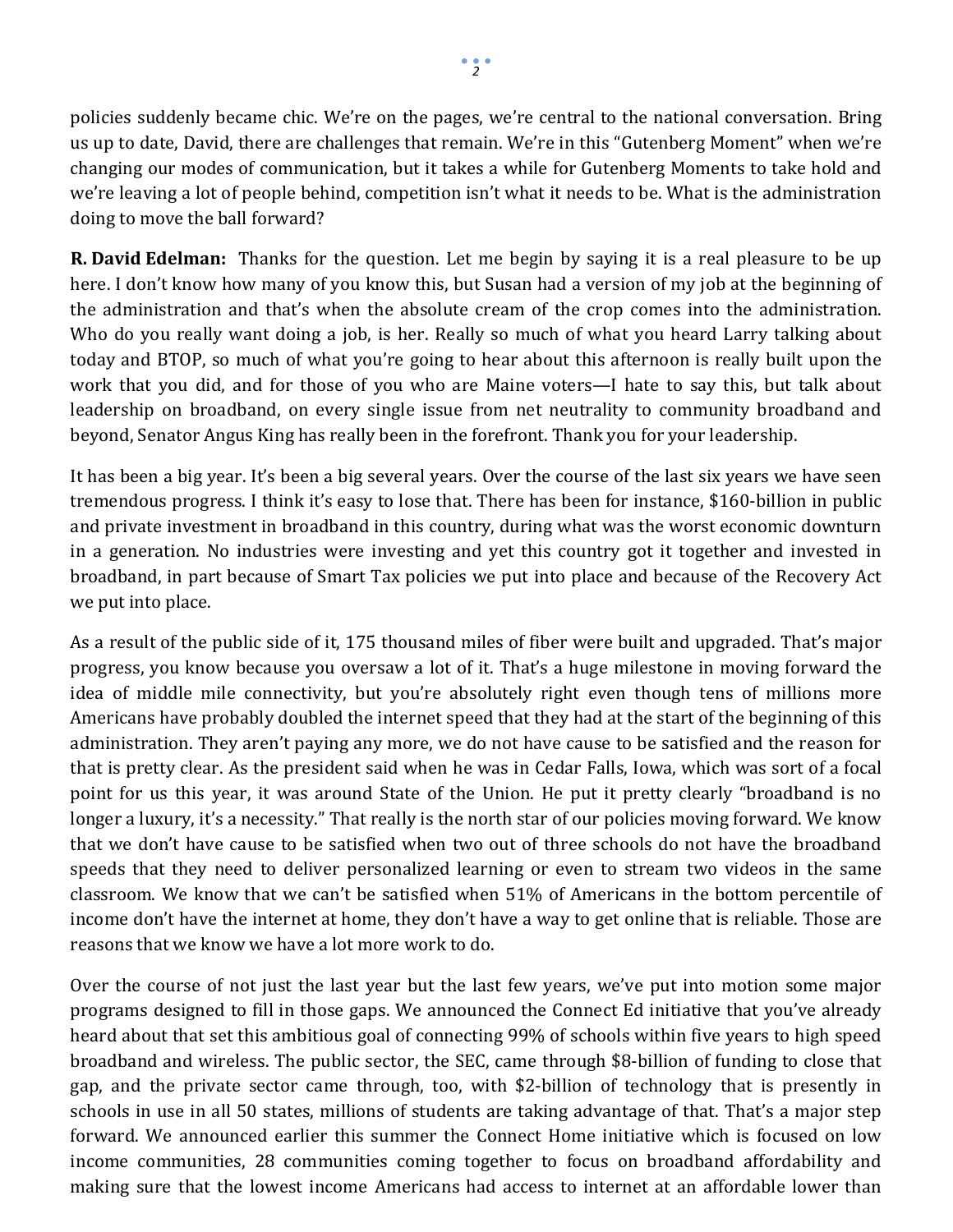policies suddenly became chic. We're on the pages, we're central to the national conversation. Bring us up to date, David, there are challenges that remain. We're in this "Gutenberg Moment" when we're changing our modes of communication, but it takes a while for Gutenberg Moments to take hold and we're leaving a lot of people behind, competition isn't what it needs to be. What is the administration doing to move the ball forward?

**R. David Edelman:** Thanks for the question. Let me begin by saying it is a real pleasure to be up here. I don't know how many of you know this, but Susan had a version of my job at the beginning of the administration and that's when the absolute cream of the crop comes into the administration. Who do you really want doing a job, is her. Really so much of what you heard Larry talking about today and BTOP, so much of what you're going to hear about this afternoon is really built upon the work that you did, and for those of you who are Maine voters—I hate to say this, but talk about leadership on broadband, on every single issue from net neutrality to community broadband and beyond, Senator Angus King has really been in the forefront. Thank you for your leadership.

It has been a big year. It's been a big several years. Over the course of the last six years we have seen tremendous progress. I think it's easy to lose that. There has been for instance, $160-billion in public and private investment in broadband in this country, during what was the worst economic downturn in a generation. No industries were investing and yet this country got it together and invested in broadband, in part because of Smart Tax policies we put into place and because of the Recovery Act we put into place.

As a result of the public side of it, 175 thousand miles of fiber were built and upgraded. That's major progress, you know because you oversaw a lot of it. That's a huge milestone in moving forward the idea of middle mile connectivity, but you're absolutely right even though tens of millions more Americans have probably doubled the internet speed that they had at the start of the beginning of this administration. They aren't paying any more, we do not have cause to be satisfied and the reason for that is pretty clear. As the president said when he was in Cedar Falls, Iowa, which was sort of a focal point for us this year, it was around State of the Union. He put it pretty clearly "broadband is no longer a luxury, it's a necessity." That really is the north star of our policies moving forward. We know that we don't have cause to be satisfied when two out of three schools do not have the broadband speeds that they need to deliver personalized learning or even to stream two videos in the same classroom. We know that we can't be satisfied when 51% of Americans in the bottom percentile of income don't have the internet at home, they don't have a way to get online that is reliable. Those are reasons that we know we have a lot more work to do.

Over the course of not just the last year but the last few years, we've put into motion some major programs designed to fill in those gaps. We announced the Connect Ed initiative that you've already heard about that set this ambitious goal of connecting 99% of schools within five years to high speed broadband and wireless. The public sector, the SEC, came through $8-billion of funding to close that gap, and the private sector came through, too, with $2-billion of technology that is presently in schools in use in all 50 states, millions of students are taking advantage of that. That's a major step forward. We announced earlier this summer the Connect Home initiative which is focused on low income communities, 28 communities coming together to focus on broadband affordability and making sure that the lowest income Americans had access to internet at an affordable lower than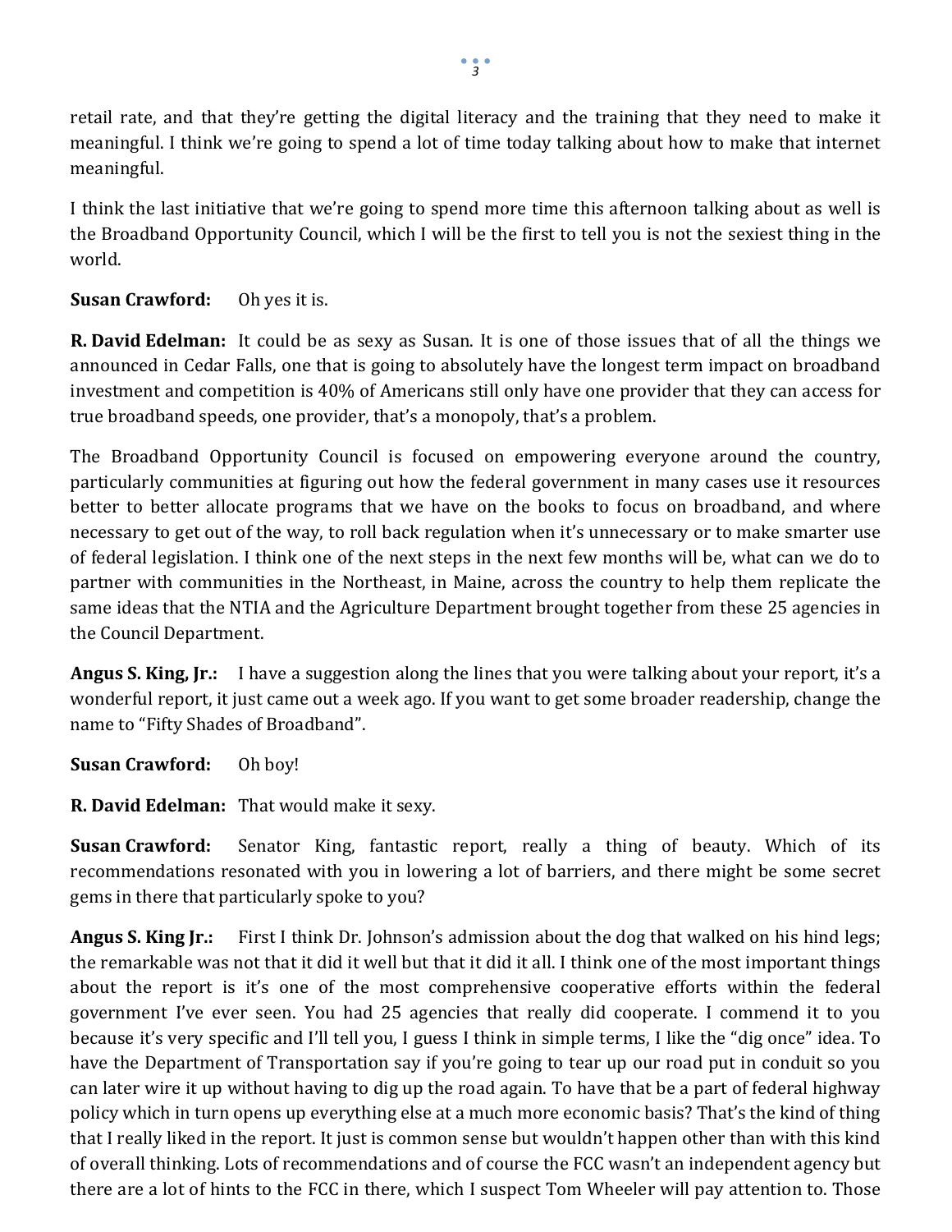retail rate, and that they're getting the digital literacy and the training that they need to make it meaningful. I think we're going to spend a lot of time today talking about how to make that internet meaningful.

I think the last initiative that we're going to spend more time this afternoon talking about as well is the Broadband Opportunity Council, which I will be the first to tell you is not the sexiest thing in the world.

**Susan Crawford:** Oh yes it is.

**R. David Edelman:** It could be as sexy as Susan. It is one of those issues that of all the things we announced in Cedar Falls, one that is going to absolutely have the longest term impact on broadband investment and competition is 40% of Americans still only have one provider that they can access for true broadband speeds, one provider, that's a monopoly, that's a problem.

The Broadband Opportunity Council is focused on empowering everyone around the country, particularly communities at figuring out how the federal government in many cases use it resources better to better allocate programs that we have on the books to focus on broadband, and where necessary to get out of the way, to roll back regulation when it's unnecessary or to make smarter use of federal legislation. I think one of the next steps in the next few months will be, what can we do to partner with communities in the Northeast, in Maine, across the country to help them replicate the same ideas that the NTIA and the Agriculture Department brought together from these 25 agencies in the Council Department.

**Angus S. King, Jr.:** I have a suggestion along the lines that you were talking about your report, it's a wonderful report, it just came out a week ago. If you want to get some broader readership, change the name to "Fifty Shades of Broadband".

**Susan Crawford:** Oh boy!

**R. David Edelman:** That would make it sexy.

**Susan Crawford:** Senator King, fantastic report, really a thing of beauty. Which of its recommendations resonated with you in lowering a lot of barriers, and there might be some secret gems in there that particularly spoke to you?

**Angus S. King Jr.:** First I think Dr. Johnson's admission about the dog that walked on his hind legs; the remarkable was not that it did it well but that it did it all. I think one of the most important things about the report is it's one of the most comprehensive cooperative efforts within the federal government I've ever seen. You had 25 agencies that really did cooperate. I commend it to you because it's very specific and I'll tell you, I guess I think in simple terms, I like the "dig once" idea. To have the Department of Transportation say if you're going to tear up our road put in conduit so you can later wire it up without having to dig up the road again. To have that be a part of federal highway policy which in turn opens up everything else at a much more economic basis? That's the kind of thing that I really liked in the report. It just is common sense but wouldn't happen other than with this kind of overall thinking. Lots of recommendations and of course the FCC wasn't an independent agency but there are a lot of hints to the FCC in there, which I suspect Tom Wheeler will pay attention to. Those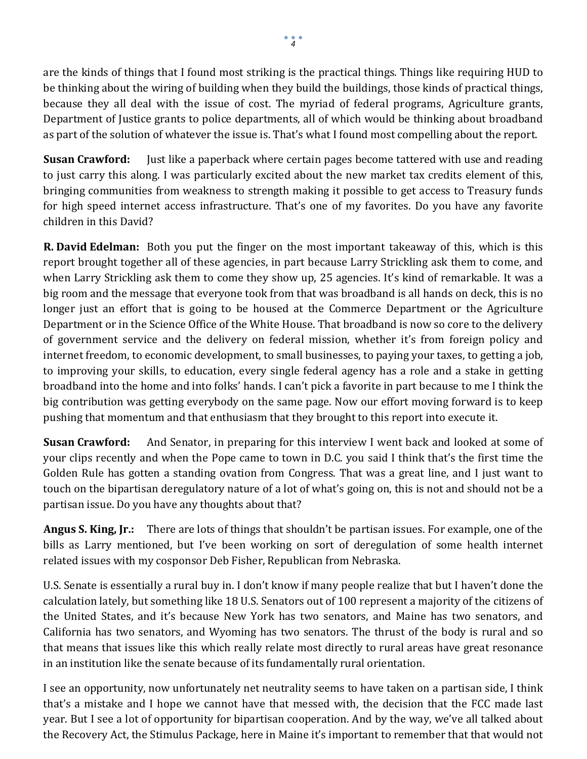are the kinds of things that I found most striking is the practical things. Things like requiring HUD to be thinking about the wiring of building when they build the buildings, those kinds of practical things, because they all deal with the issue of cost. The myriad of federal programs, Agriculture grants, Department of Justice grants to police departments, all of which would be thinking about broadband as part of the solution of whatever the issue is. That's what I found most compelling about the report.

**Susan Crawford:** Just like a paperback where certain pages become tattered with use and reading to just carry this along. I was particularly excited about the new market tax credits element of this, bringing communities from weakness to strength making it possible to get access to Treasury funds for high speed internet access infrastructure. That's one of my favorites. Do you have any favorite children in this David?

**R. David Edelman:** Both you put the finger on the most important takeaway of this, which is this report brought together all of these agencies, in part because Larry Strickling ask them to come, and when Larry Strickling ask them to come they show up, 25 agencies. It's kind of remarkable. It was a big room and the message that everyone took from that was broadband is all hands on deck, this is no longer just an effort that is going to be housed at the Commerce Department or the Agriculture Department or in the Science Office of the White House. That broadband is now so core to the delivery of government service and the delivery on federal mission, whether it's from foreign policy and internet freedom, to economic development, to small businesses, to paying your taxes, to getting a job, to improving your skills, to education, every single federal agency has a role and a stake in getting broadband into the home and into folks' hands. I can't pick a favorite in part because to me I think the big contribution was getting everybody on the same page. Now our effort moving forward is to keep pushing that momentum and that enthusiasm that they brought to this report into execute it.

**Susan Crawford:** And Senator, in preparing for this interview I went back and looked at some of your clips recently and when the Pope came to town in D.C. you said I think that's the first time the Golden Rule has gotten a standing ovation from Congress. That was a great line, and I just want to touch on the bipartisan deregulatory nature of a lot of what's going on, this is not and should not be a partisan issue. Do you have any thoughts about that?

**Angus S. King, Jr.:** There are lots of things that shouldn't be partisan issues. For example, one of the bills as Larry mentioned, but I've been working on sort of deregulation of some health internet related issues with my cosponsor Deb Fisher, Republican from Nebraska.

U.S. Senate is essentially a rural buy in. I don't know if many people realize that but I haven't done the calculation lately, but something like 18 U.S. Senators out of 100 represent a majority of the citizens of the United States, and it's because New York has two senators, and Maine has two senators, and California has two senators, and Wyoming has two senators. The thrust of the body is rural and so that means that issues like this which really relate most directly to rural areas have great resonance in an institution like the senate because of its fundamentally rural orientation.

I see an opportunity, now unfortunately net neutrality seems to have taken on a partisan side, I think that's a mistake and I hope we cannot have that messed with, the decision that the FCC made last year. But I see a lot of opportunity for bipartisan cooperation. And by the way, we've all talked about the Recovery Act, the Stimulus Package, here in Maine it's important to remember that that would not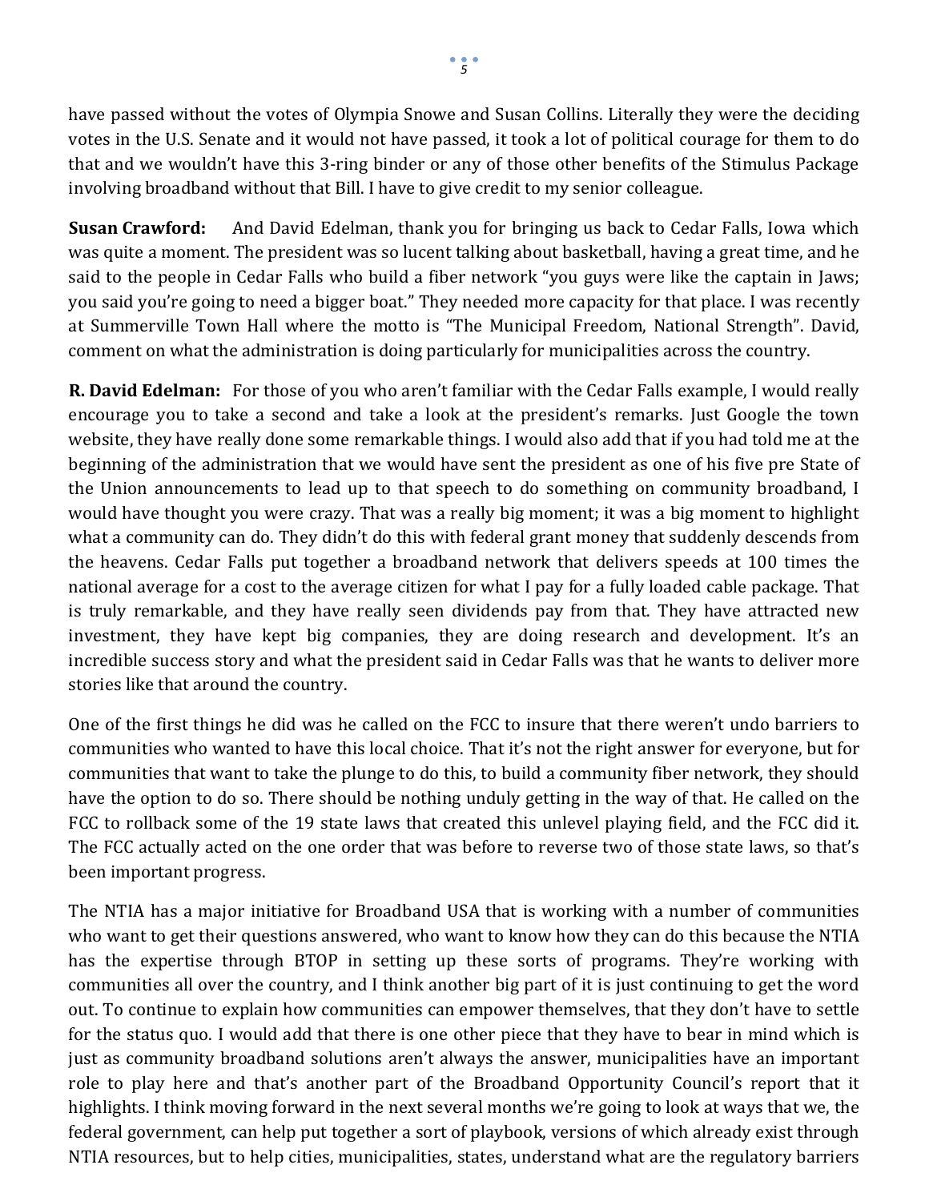have passed without the votes of Olympia Snowe and Susan Collins. Literally they were the deciding votes in the U.S. Senate and it would not have passed, it took a lot of political courage for them to do that and we wouldn't have this 3-ring binder or any of those other benefits of the Stimulus Package involving broadband without that Bill. I have to give credit to my senior colleague.

**Susan Crawford:** And David Edelman, thank you for bringing us back to Cedar Falls, Iowa which was quite a moment. The president was so lucent talking about basketball, having a great time, and he said to the people in Cedar Falls who build a fiber network "you guys were like the captain in Jaws; you said you're going to need a bigger boat." They needed more capacity for that place. I was recently at Summerville Town Hall where the motto is "The Municipal Freedom, National Strength". David, comment on what the administration is doing particularly for municipalities across the country.

**R. David Edelman:** For those of you who aren't familiar with the Cedar Falls example, I would really encourage you to take a second and take a look at the president's remarks. Just Google the town website, they have really done some remarkable things. I would also add that if you had told me at the beginning of the administration that we would have sent the president as one of his five pre State of the Union announcements to lead up to that speech to do something on community broadband, I would have thought you were crazy. That was a really big moment; it was a big moment to highlight what a community can do. They didn't do this with federal grant money that suddenly descends from the heavens. Cedar Falls put together a broadband network that delivers speeds at 100 times the national average for a cost to the average citizen for what I pay for a fully loaded cable package. That is truly remarkable, and they have really seen dividends pay from that. They have attracted new investment, they have kept big companies, they are doing research and development. It's an incredible success story and what the president said in Cedar Falls was that he wants to deliver more stories like that around the country.

One of the first things he did was he called on the FCC to insure that there weren't undo barriers to communities who wanted to have this local choice. That it's not the right answer for everyone, but for communities that want to take the plunge to do this, to build a community fiber network, they should have the option to do so. There should be nothing unduly getting in the way of that. He called on the FCC to rollback some of the 19 state laws that created this unlevel playing field, and the FCC did it. The FCC actually acted on the one order that was before to reverse two of those state laws, so that's been important progress.

The NTIA has a major initiative for Broadband USA that is working with a number of communities who want to get their questions answered, who want to know how they can do this because the NTIA has the expertise through BTOP in setting up these sorts of programs. They're working with communities all over the country, and I think another big part of it is just continuing to get the word out. To continue to explain how communities can empower themselves, that they don't have to settle for the status quo. I would add that there is one other piece that they have to bear in mind which is just as community broadband solutions aren't always the answer, municipalities have an important role to play here and that's another part of the Broadband Opportunity Council's report that it highlights. I think moving forward in the next several months we're going to look at ways that we, the federal government, can help put together a sort of playbook, versions of which already exist through NTIA resources, but to help cities, municipalities, states, understand what are the regulatory barriers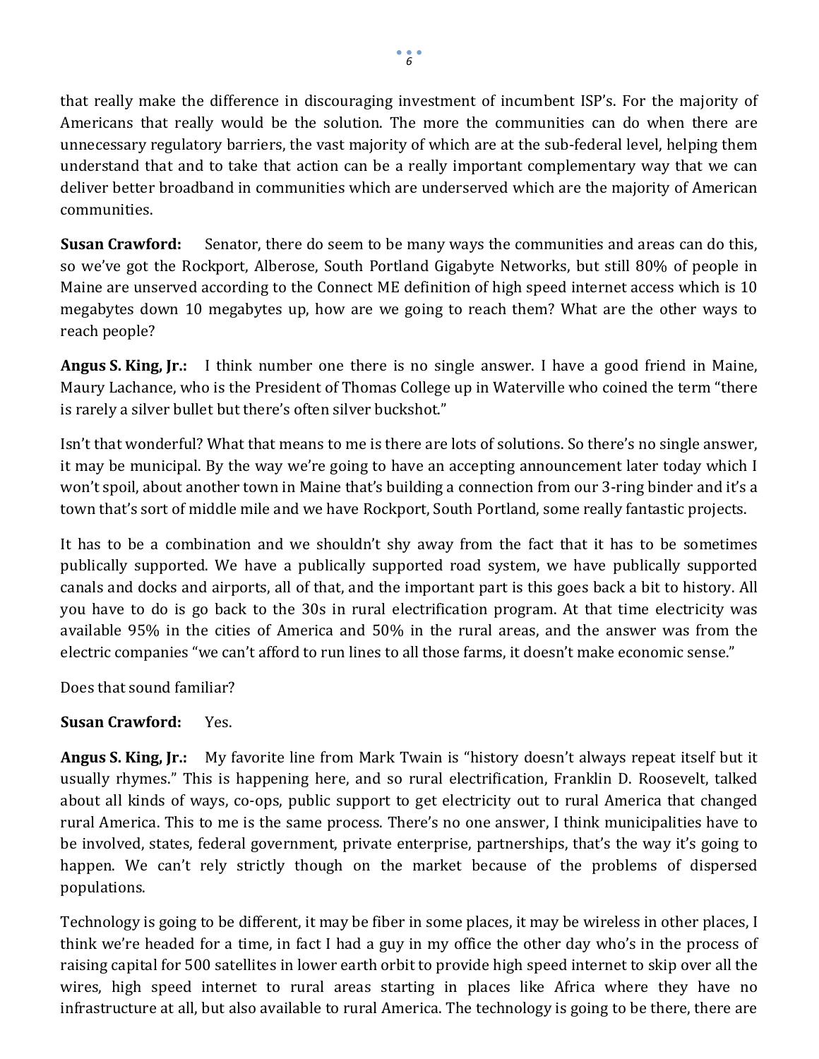that really make the difference in discouraging investment of incumbent ISP's. For the majority of Americans that really would be the solution. The more the communities can do when there are unnecessary regulatory barriers, the vast majority of which are at the sub-federal level, helping them understand that and to take that action can be a really important complementary way that we can deliver better broadband in communities which are underserved which are the majority of American communities.

**Susan Crawford:** Senator, there do seem to be many ways the communities and areas can do this, so we've got the Rockport, Alberose, South Portland Gigabyte Networks, but still 80% of people in Maine are unserved according to the Connect ME definition of high speed internet access which is 10 megabytes down 10 megabytes up, how are we going to reach them? What are the other ways to reach people?

**Angus S. King, Jr.:** I think number one there is no single answer. I have a good friend in Maine, Maury Lachance, who is the President of Thomas College up in Waterville who coined the term "there is rarely a silver bullet but there's often silver buckshot."

Isn't that wonderful? What that means to me is there are lots of solutions. So there's no single answer, it may be municipal. By the way we're going to have an accepting announcement later today which I won't spoil, about another town in Maine that's building a connection from our 3-ring binder and it's a town that's sort of middle mile and we have Rockport, South Portland, some really fantastic projects.

It has to be a combination and we shouldn't shy away from the fact that it has to be sometimes publically supported. We have a publically supported road system, we have publically supported canals and docks and airports, all of that, and the important part is this goes back a bit to history. All you have to do is go back to the 30s in rural electrification program. At that time electricity was available 95% in the cities of America and 50% in the rural areas, and the answer was from the electric companies "we can't afford to run lines to all those farms, it doesn't make economic sense."

Does that sound familiar?

**Susan Crawford:** Yes.

**Angus S. King, Jr.:** My favorite line from Mark Twain is "history doesn't always repeat itself but it usually rhymes." This is happening here, and so rural electrification, Franklin D. Roosevelt, talked about all kinds of ways, co-ops, public support to get electricity out to rural America that changed rural America. This to me is the same process. There's no one answer, I think municipalities have to be involved, states, federal government, private enterprise, partnerships, that's the way it's going to happen. We can't rely strictly though on the market because of the problems of dispersed populations.

Technology is going to be different, it may be fiber in some places, it may be wireless in other places, I think we're headed for a time, in fact I had a guy in my office the other day who's in the process of raising capital for 500 satellites in lower earth orbit to provide high speed internet to skip over all the wires, high speed internet to rural areas starting in places like Africa where they have no infrastructure at all, but also available to rural America. The technology is going to be there, there are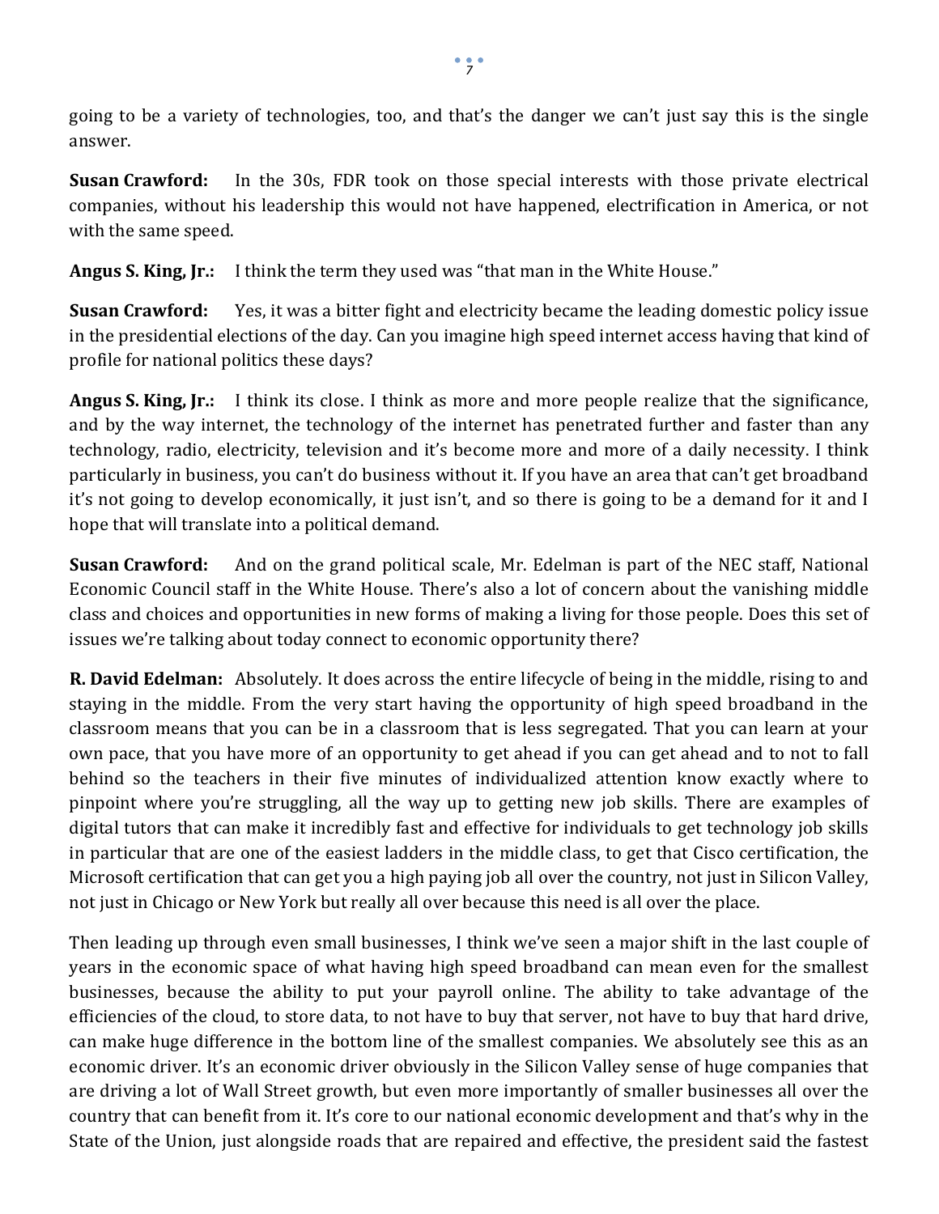going to be a variety of technologies, too, and that's the danger we can't just say this is the single answer.

**Susan Crawford:** In the 30s, FDR took on those special interests with those private electrical companies, without his leadership this would not have happened, electrification in America, or not with the same speed.

**Angus S. King, Jr.:** I think the term they used was "that man in the White House."

**Susan Crawford:** Yes, it was a bitter fight and electricity became the leading domestic policy issue in the presidential elections of the day. Can you imagine high speed internet access having that kind of profile for national politics these days?

**Angus S. King, Jr.:** I think its close. I think as more and more people realize that the significance, and by the way internet, the technology of the internet has penetrated further and faster than any technology, radio, electricity, television and it's become more and more of a daily necessity. I think particularly in business, you can't do business without it. If you have an area that can't get broadband it's not going to develop economically, it just isn't, and so there is going to be a demand for it and I hope that will translate into a political demand.

**Susan Crawford:** And on the grand political scale, Mr. Edelman is part of the NEC staff, National Economic Council staff in the White House. There's also a lot of concern about the vanishing middle class and choices and opportunities in new forms of making a living for those people. Does this set of issues we're talking about today connect to economic opportunity there?

**R. David Edelman:** Absolutely. It does across the entire lifecycle of being in the middle, rising to and staying in the middle. From the very start having the opportunity of high speed broadband in the classroom means that you can be in a classroom that is less segregated. That you can learn at your own pace, that you have more of an opportunity to get ahead if you can get ahead and to not to fall behind so the teachers in their five minutes of individualized attention know exactly where to pinpoint where you're struggling, all the way up to getting new job skills. There are examples of digital tutors that can make it incredibly fast and effective for individuals to get technology job skills in particular that are one of the easiest ladders in the middle class, to get that Cisco certification, the Microsoft certification that can get you a high paying job all over the country, not just in Silicon Valley, not just in Chicago or New York but really all over because this need is all over the place.

Then leading up through even small businesses, I think we've seen a major shift in the last couple of years in the economic space of what having high speed broadband can mean even for the smallest businesses, because the ability to put your payroll online. The ability to take advantage of the efficiencies of the cloud, to store data, to not have to buy that server, not have to buy that hard drive, can make huge difference in the bottom line of the smallest companies. We absolutely see this as an economic driver. It's an economic driver obviously in the Silicon Valley sense of huge companies that are driving a lot of Wall Street growth, but even more importantly of smaller businesses all over the country that can benefit from it. It's core to our national economic development and that's why in the State of the Union, just alongside roads that are repaired and effective, the president said the fastest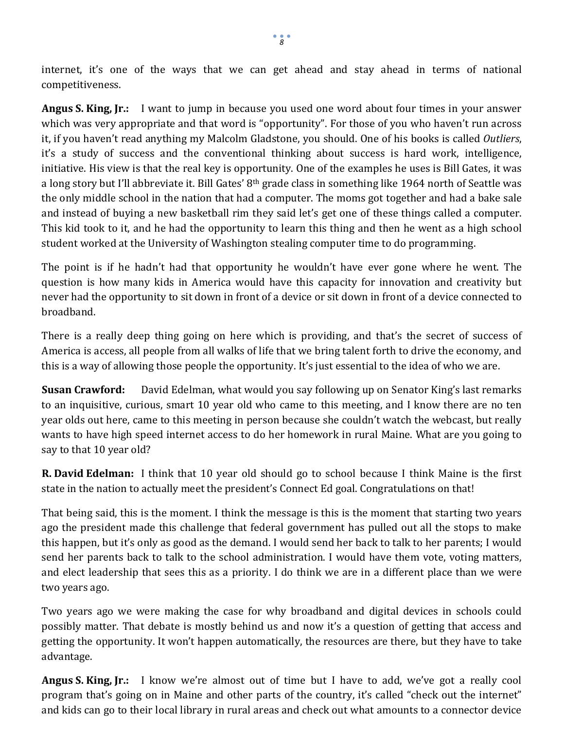internet, it's one of the ways that we can get ahead and stay ahead in terms of national competitiveness.

**Angus S. King, Jr.:** I want to jump in because you used one word about four times in your answer which was very appropriate and that word is "opportunity". For those of you who haven't run across it, if you haven't read anything my Malcolm Gladstone, you should. One of his books is called *Outliers*, it's a study of success and the conventional thinking about success is hard work, intelligence, initiative. His view is that the real key is opportunity. One of the examples he uses is Bill Gates, it was a long story but I'll abbreviate it. Bill Gates' 8th grade class in something like 1964 north of Seattle was the only middle school in the nation that had a computer. The moms got together and had a bake sale and instead of buying a new basketball rim they said let's get one of these things called a computer. This kid took to it, and he had the opportunity to learn this thing and then he went as a high school student worked at the University of Washington stealing computer time to do programming.

The point is if he hadn't had that opportunity he wouldn't have ever gone where he went. The question is how many kids in America would have this capacity for innovation and creativity but never had the opportunity to sit down in front of a device or sit down in front of a device connected to broadband.

There is a really deep thing going on here which is providing, and that's the secret of success of America is access, all people from all walks of life that we bring talent forth to drive the economy, and this is a way of allowing those people the opportunity. It's just essential to the idea of who we are.

**Susan Crawford:** David Edelman, what would you say following up on Senator King's last remarks to an inquisitive, curious, smart 10 year old who came to this meeting, and I know there are no ten year olds out here, came to this meeting in person because she couldn't watch the webcast, but really wants to have high speed internet access to do her homework in rural Maine. What are you going to say to that 10 year old?

**R. David Edelman:** I think that 10 year old should go to school because I think Maine is the first state in the nation to actually meet the president's Connect Ed goal. Congratulations on that!

That being said, this is the moment. I think the message is this is the moment that starting two years ago the president made this challenge that federal government has pulled out all the stops to make this happen, but it's only as good as the demand. I would send her back to talk to her parents; I would send her parents back to talk to the school administration. I would have them vote, voting matters, and elect leadership that sees this as a priority. I do think we are in a different place than we were two years ago.

Two years ago we were making the case for why broadband and digital devices in schools could possibly matter. That debate is mostly behind us and now it's a question of getting that access and getting the opportunity. It won't happen automatically, the resources are there, but they have to take advantage.

**Angus S. King, Jr.:** I know we're almost out of time but I have to add, we've got a really cool program that's going on in Maine and other parts of the country, it's called "check out the internet" and kids can go to their local library in rural areas and check out what amounts to a connector device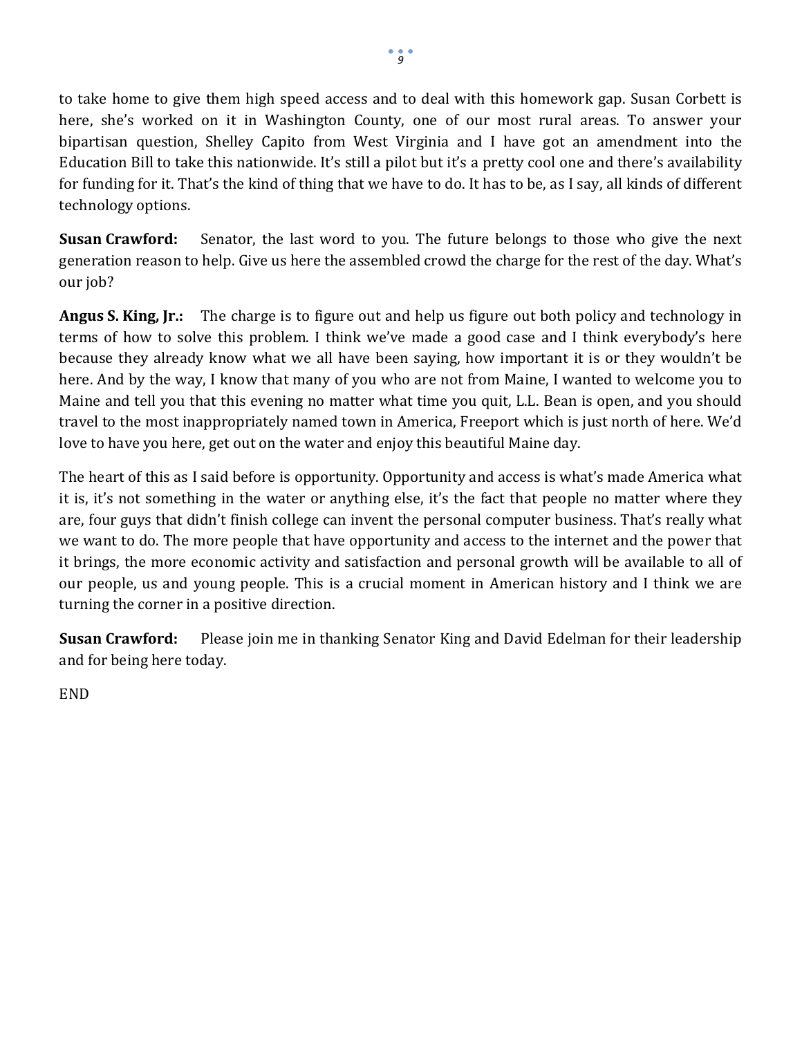to take home to give them high speed access and to deal with this homework gap. Susan Corbett is here, she's worked on it in Washington County, one of our most rural areas. To answer your bipartisan question, Shelley Capito from West Virginia and I have got an amendment into the Education Bill to take this nationwide. It's still a pilot but it's a pretty cool one and there's availability for funding for it. That's the kind of thing that we have to do. It has to be, as I say, all kinds of different technology options.

**Susan Crawford:** Senator, the last word to you. The future belongs to those who give the next generation reason to help. Give us here the assembled crowd the charge for the rest of the day. What's our job?

**Angus S. King, Jr.:** The charge is to figure out and help us figure out both policy and technology in terms of how to solve this problem. I think we've made a good case and I think everybody's here because they already know what we all have been saying, how important it is or they wouldn't be here. And by the way, I know that many of you who are not from Maine, I wanted to welcome you to Maine and tell you that this evening no matter what time you quit, L.L. Bean is open, and you should travel to the most inappropriately named town in America, Freeport which is just north of here. We'd love to have you here, get out on the water and enjoy this beautiful Maine day.

The heart of this as I said before is opportunity. Opportunity and access is what's made America what it is, it's not something in the water or anything else, it's the fact that people no matter where they are, four guys that didn't finish college can invent the personal computer business. That's really what we want to do. The more people that have opportunity and access to the internet and the power that it brings, the more economic activity and satisfaction and personal growth will be available to all of our people, us and young people. This is a crucial moment in American history and I think we are turning the corner in a positive direction.

**Susan Crawford:** Please join me in thanking Senator King and David Edelman for their leadership and for being here today.

END